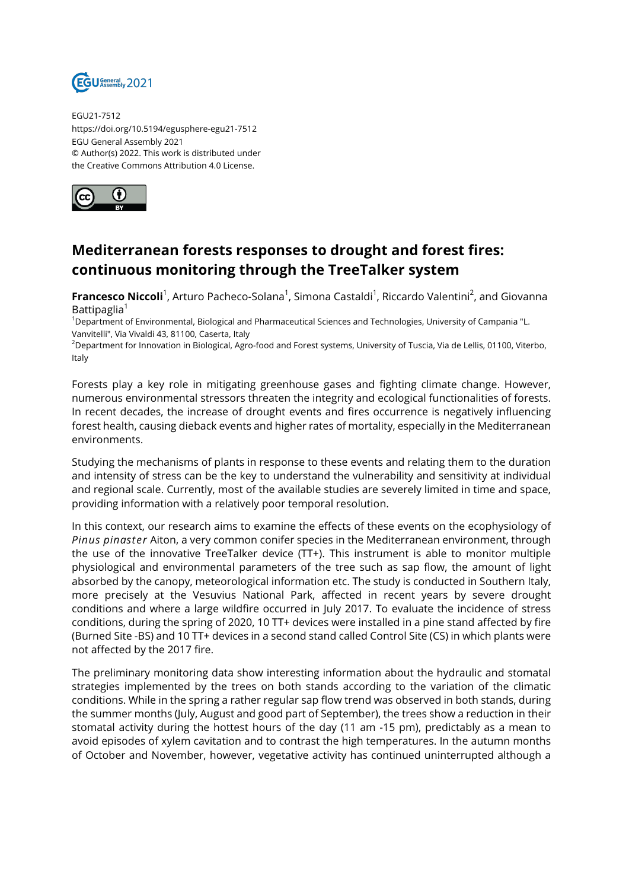EGU21-7512
https://doi.org/10.5194/egusphere-egu21-7512
EGU General Assembly 2021
© Author(s) 2022. This work is distributed under
the Creative Commons Attribution 4.0 License.

# Mediterranean forests responses to drought and forest fires: continuous monitoring through the TreeTalker system

**Francesco Niccoli**[1], Arturo Pacheco-Solana[1], Simona Castaldi[1], Riccardo Valentini[2], and Giovanna Battipaglia[1]

[1]Department of Environmental, Biological and Pharmaceutical Sciences and Technologies, University of Campania "L. Vanvitelli", Via Vivaldi 43, 81100, Caserta, Italy

[2]Department for Innovation in Biological, Agro-food and Forest systems, University of Tuscia, Via de Lellis, 01100, Viterbo, Italy

Forests play a key role in mitigating greenhouse gases and fighting climate change. However, numerous environmental stressors threaten the integrity and ecological functionalities of forests. In recent decades, the increase of drought events and fires occurrence is negatively influencing forest health, causing dieback events and higher rates of mortality, especially in the Mediterranean environments.

Studying the mechanisms of plants in response to these events and relating them to the duration and intensity of stress can be the key to understand the vulnerability and sensitivity at individual and regional scale. Currently, most of the available studies are severely limited in time and space, providing information with a relatively poor temporal resolution.

In this context, our research aims to examine the effects of these events on the ecophysiology of *Pinus pinaster* Aiton, a very common conifer species in the Mediterranean environment, through the use of the innovative TreeTalker device (TT+). This instrument is able to monitor multiple physiological and environmental parameters of the tree such as sap flow, the amount of light absorbed by the canopy, meteorological information etc. The study is conducted in Southern Italy, more precisely at the Vesuvius National Park, affected in recent years by severe drought conditions and where a large wildfire occurred in July 2017. To evaluate the incidence of stress conditions, during the spring of 2020, 10 TT+ devices were installed in a pine stand affected by fire (Burned Site -BS) and 10 TT+ devices in a second stand called Control Site (CS) in which plants were not affected by the 2017 fire.

The preliminary monitoring data show interesting information about the hydraulic and stomatal strategies implemented by the trees on both stands according to the variation of the climatic conditions. While in the spring a rather regular sap flow trend was observed in both stands, during the summer months (July, August and good part of September), the trees show a reduction in their stomatal activity during the hottest hours of the day (11 am -15 pm), predictably as a mean to avoid episodes of xylem cavitation and to contrast the high temperatures. In the autumn months of October and November, however, vegetative activity has continued uninterrupted although a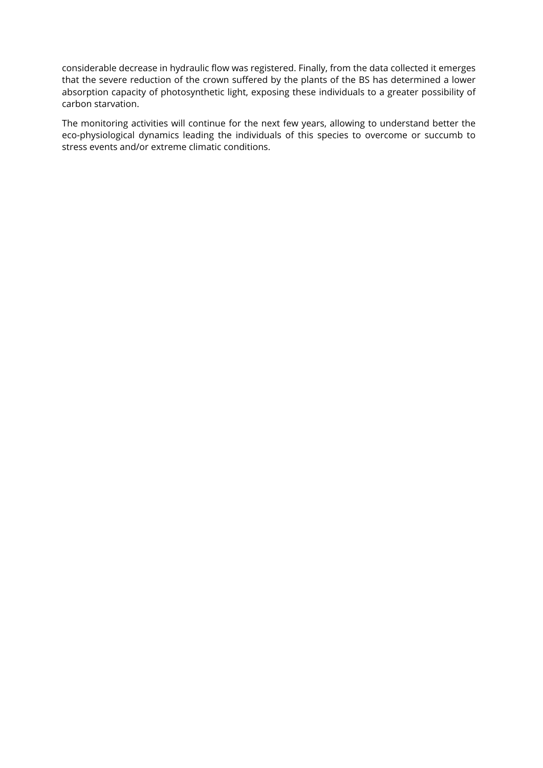considerable decrease in hydraulic flow was registered. Finally, from the data collected it emerges that the severe reduction of the crown suffered by the plants of the BS has determined a lower absorption capacity of photosynthetic light, exposing these individuals to a greater possibility of carbon starvation.

The monitoring activities will continue for the next few years, allowing to understand better the eco-physiological dynamics leading the individuals of this species to overcome or succumb to stress events and/or extreme climatic conditions.